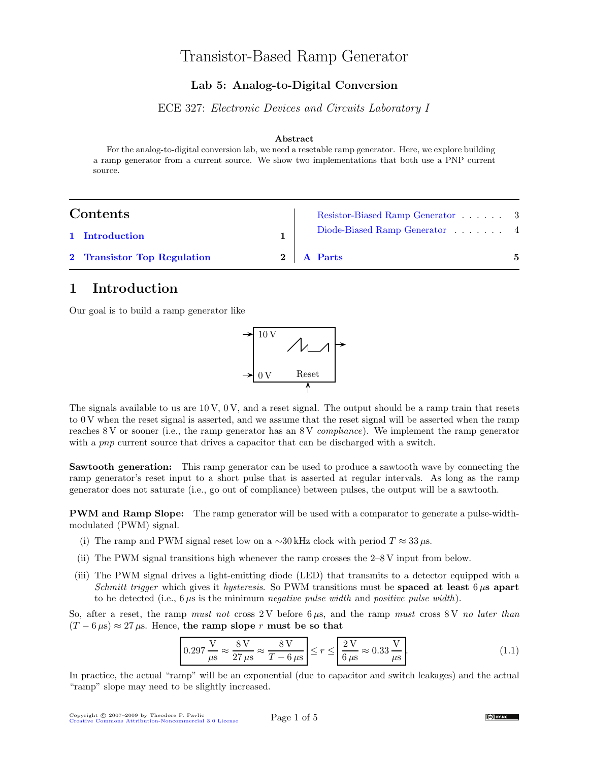# Transistor-Based Ramp Generator

### Lab 5: Analog-to-Digital Conversion

ECE 327: *Electronic Devices and Circuits Laboratory I*

**Abstract**

For the analog-to-digital conversion lab, we need a resetable ramp generator. Here, we explore building a ramp generator from a current source. We show two implementations that both use a PNP current source.

## Contents

- 1 Introduction — 1
- 2 Transistor Top Regulation — 2
  - Resistor-Biased Ramp Generator — 3
  - Diode-Biased Ramp Generator — 4
- A Parts — 5

## 1 Introduction

Our goal is to build a ramp generator like

10 V — 0 V — Reset

The signals available to us are 10 V, 0 V, and a reset signal. The output should be a ramp train that resets to 0 V when the reset signal is asserted, and we assume that the reset signal will be asserted when the ramp reaches 8 V or sooner (i.e., the ramp generator has an 8 V *compliance*). We implement the ramp generator with a *pnp* current source that drives a capacitor that can be discharged with a switch.

**Sawtooth generation:** This ramp generator can be used to produce a sawtooth wave by connecting the ramp generator's reset input to a short pulse that is asserted at regular intervals. As long as the ramp generator does not saturate (i.e., go out of compliance) between pulses, the output will be a sawtooth.

**PWM and Ramp Slope:** The ramp generator will be used with a comparator to generate a pulse-width-modulated (PWM) signal.

(i) The ramp and PWM signal reset low on a ~30 kHz clock with period $T \approx 33\,\mu\text{s}$.

(ii) The PWM signal transitions high whenever the ramp crosses the 2–8 V input from below.

(iii) The PWM signal drives a light-emitting diode (LED) that transmits to a detector equipped with a *Schmitt trigger* which gives it *hysteresis*. So PWM transitions must be **spaced at least** $6\,\mu$**s apart** to be detected (i.e., $6\,\mu\text{s}$ is the minimum *negative pulse width* and *positive pulse width*).

So, after a reset, the ramp *must not* cross 2 V before $6\,\mu\text{s}$, and the ramp *must* cross 8 V *no later than* $(T - 6\,\mu\text{s}) \approx 27\,\mu\text{s}$. Hence, **the ramp slope $r$ must be so that**

$$\boxed{0.297\,\frac{\text{V}}{\mu\text{s}} \approx \frac{8\,\text{V}}{27\,\mu\text{s}} \approx \frac{8\,\text{V}}{T - 6\,\mu\text{s}}} \leq r \leq \boxed{\frac{2\,\text{V}}{6\,\mu\text{s}} \approx 0.33\,\frac{\text{V}}{\mu\text{s}}}. \tag{1.1}$$

In practice, the actual "ramp" will be an exponential (due to capacitor and switch leakages) and the actual "ramp" slope may need to be slightly increased.

Copyright © 2007–2009 by Theodore P. Pavlic
Creative Commons Attribution-Noncommercial 3.0 License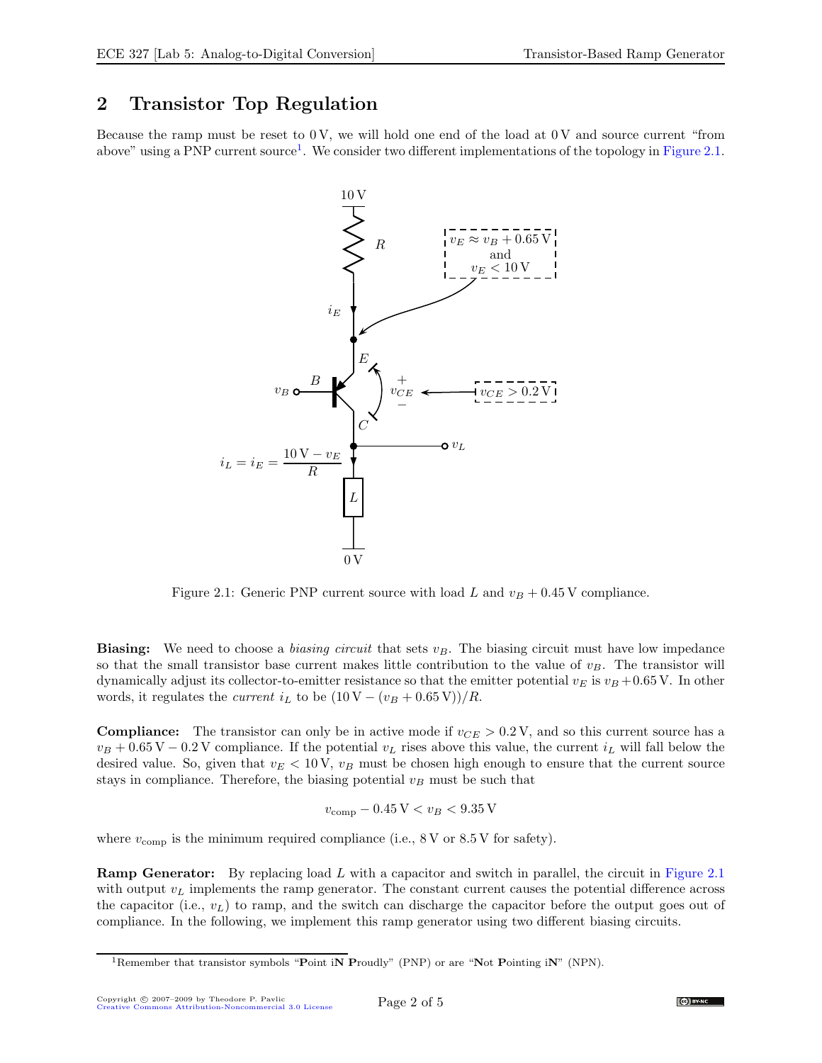## 2 Transistor Top Regulation

Because the ramp must be reset to 0 V, we will hold one end of the load at 0 V and source current "from above" using a PNP current source[1]. We consider two different implementations of the topology in Figure 2.1.

Figure 2.1: Generic PNP current source with load $L$ and $v_B + 0.45\,\text{V}$ compliance.

**Biasing:** We need to choose a *biasing circuit* that sets $v_B$. The biasing circuit must have low impedance so that the small transistor base current makes little contribution to the value of $v_B$. The transistor will dynamically adjust its collector-to-emitter resistance so that the emitter potential $v_E$ is $v_B + 0.65\,\text{V}$. In other words, it regulates the *current* $i_L$ to be $(10\,\text{V} - (v_B + 0.65\,\text{V}))/R$.

**Compliance:** The transistor can only be in active mode if $v_{CE} > 0.2\,\text{V}$, and so this current source has a $v_B + 0.65\,\text{V} - 0.2\,\text{V}$ compliance. If the potential $v_L$ rises above this value, the current $i_L$ will fall below the desired value. So, given that $v_E < 10\,\text{V}$, $v_B$ must be chosen high enough to ensure that the current source stays in compliance. Therefore, the biasing potential $v_B$ must be such that

$$v_{\text{comp}} - 0.45\,\text{V} < v_B < 9.35\,\text{V}$$

where $v_{\text{comp}}$ is the minimum required compliance (i.e., 8 V or 8.5 V for safety).

**Ramp Generator:** By replacing load $L$ with a capacitor and switch in parallel, the circuit in Figure 2.1 with output $v_L$ implements the ramp generator. The constant current causes the potential difference across the capacitor (i.e., $v_L$) to ramp, and the switch can discharge the capacitor before the output goes out of compliance. In the following, we implement this ramp generator using two different biasing circuits.

[1]Remember that transistor symbols "**P**oint i**N** **P**roudly" (PNP) or are "**N**ot **P**ointing i**N**" (NPN).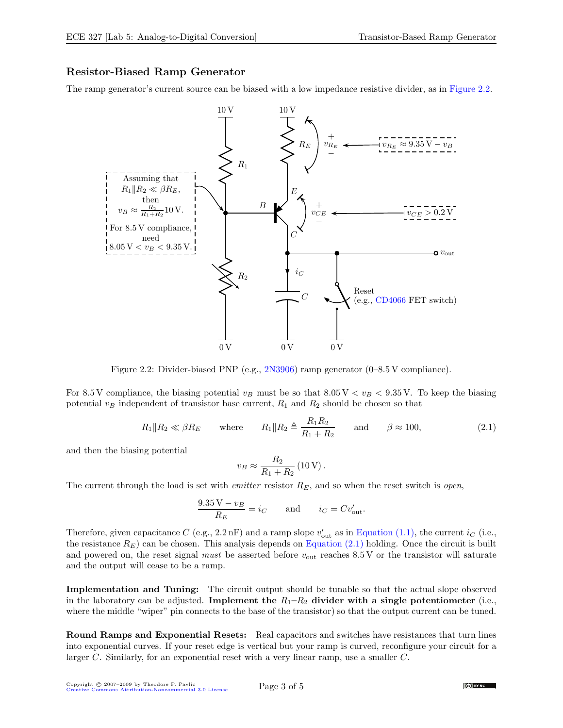### Resistor-Biased Ramp Generator

The ramp generator's current source can be biased with a low impedance resistive divider, as in Figure 2.2.

Figure 2.2: Divider-biased PNP (e.g., 2N3906) ramp generator (0–8.5 V compliance).

For 8.5 V compliance, the biasing potential $v_B$ must be so that $8.05\,\text{V} < v_B < 9.35\,\text{V}$. To keep the biasing potential $v_B$ independent of transistor base current, $R_1$ and $R_2$ should be chosen so that

$$R_1 \| R_2 \ll \beta R_E \qquad \text{where} \qquad R_1 \| R_2 \triangleq \frac{R_1 R_2}{R_1 + R_2} \qquad \text{and} \qquad \beta \approx 100, \tag{2.1}$$

and then the biasing potential

$$v_B \approx \frac{R_2}{R_1 + R_2}\,(10\,\text{V}).$$

The current through the load is set with *emitter* resistor $R_E$, and so when the reset switch is *open*,

$$\frac{9.35\,\text{V} - v_B}{R_E} = i_C \qquad \text{and} \qquad i_C = C v_{\text{out}}'.$$

Therefore, given capacitance $C$ (e.g., 2.2 nF) and a ramp slope $v_{\text{out}}'$ as in Equation (1.1), the current $i_C$ (i.e., the resistance $R_E$) can be chosen. This analysis depends on Equation (2.1) holding. Once the circuit is built and powered on, the reset signal *must* be asserted before $v_{\text{out}}$ reaches 8.5 V or the transistor will saturate and the output will cease to be a ramp.

**Implementation and Tuning:** The circuit output should be tunable so that the actual slope observed in the laboratory can be adjusted. **Implement the $R_1$–$R_2$ divider with a single potentiometer** (i.e., where the middle "wiper" pin connects to the base of the transistor) so that the output current can be tuned.

**Round Ramps and Exponential Resets:** Real capacitors and switches have resistances that turn lines into exponential curves. If your reset edge is vertical but your ramp is curved, reconfigure your circuit for a larger $C$. Similarly, for an exponential reset with a very linear ramp, use a smaller $C$.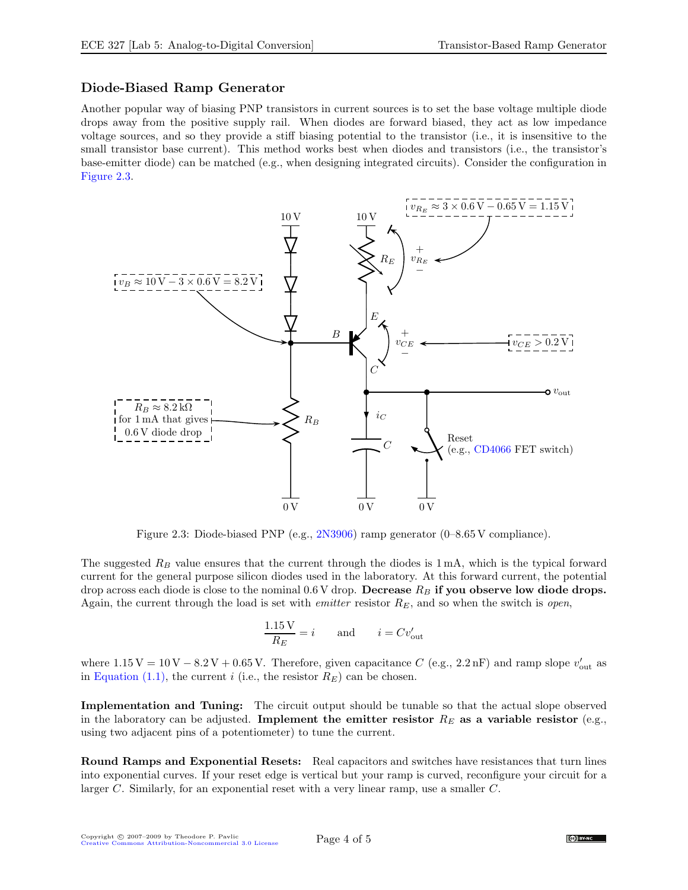### Diode-Biased Ramp Generator

Another popular way of biasing PNP transistors in current sources is to set the base voltage multiple diode drops away from the positive supply rail. When diodes are forward biased, they act as low impedance voltage sources, and so they provide a stiff biasing potential to the transistor (i.e., it is insensitive to the small transistor base current). This method works best when diodes and transistors (i.e., the transistor's base-emitter diode) can be matched (e.g., when designing integrated circuits). Consider the configuration in Figure 2.3.

Figure 2.3: Diode-biased PNP (e.g., 2N3906) ramp generator (0–8.65 V compliance).

The suggested $R_B$ value ensures that the current through the diodes is 1 mA, which is the typical forward current for the general purpose silicon diodes used in the laboratory. At this forward current, the potential drop across each diode is close to the nominal 0.6 V drop. **Decrease $R_B$ if you observe low diode drops.** Again, the current through the load is set with *emitter* resistor $R_E$, and so when the switch is *open*,

$$\frac{1.15\,\text{V}}{R_E} = i \qquad \text{and} \qquad i = C v'_{\text{out}}$$

where $1.15\,\text{V} = 10\,\text{V} - 8.2\,\text{V} + 0.65\,\text{V}$. Therefore, given capacitance $C$ (e.g., 2.2 nF) and ramp slope $v'_{\text{out}}$ as in Equation (1.1), the current $i$ (i.e., the resistor $R_E$) can be chosen.

**Implementation and Tuning:** The circuit output should be tunable so that the actual slope observed in the laboratory can be adjusted. **Implement the emitter resistor $R_E$ as a variable resistor** (e.g., using two adjacent pins of a potentiometer) to tune the current.

**Round Ramps and Exponential Resets:** Real capacitors and switches have resistances that turn lines into exponential curves. If your reset edge is vertical but your ramp is curved, reconfigure your circuit for a larger $C$. Similarly, for an exponential reset with a very linear ramp, use a smaller $C$.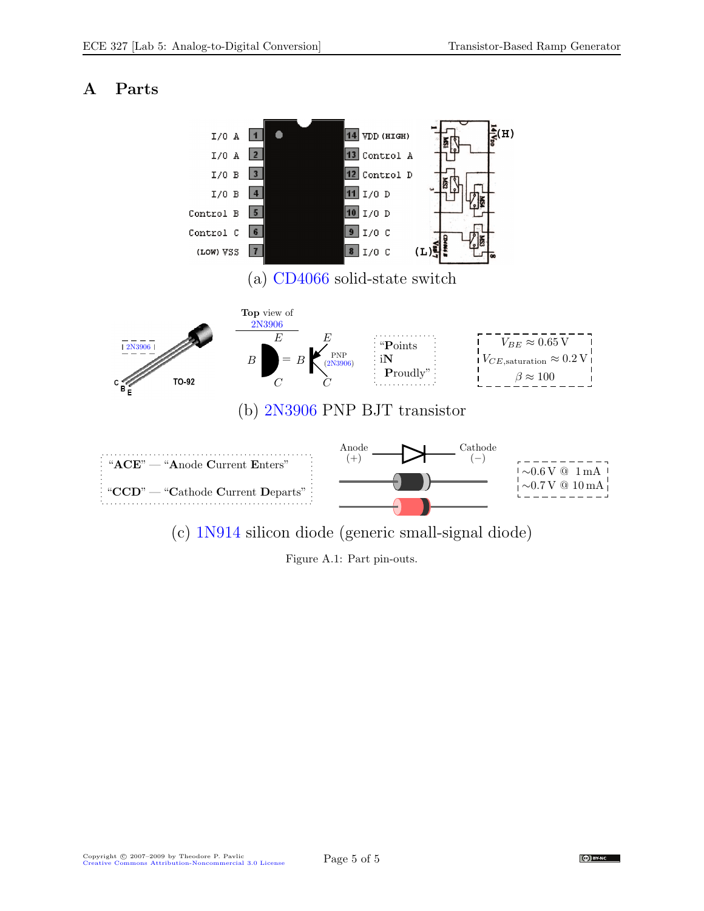# A Parts

I/O A 1 | 14 VDD (HIGH)
I/O A 2 | 13 Control A
I/O B 3 | 12 Control D
I/O B 4 | 11 I/O D
Control B 5 | 10 I/O D
Control C 6 | 9 I/O C
(LOW) VSS 7 | 8 I/O C

(H) (L)

(a) CD4066 solid-state switch

2N3906

TO-92

C B E

**Top** view of 2N3906

E

B = B

C

PNP (2N3906)

"**P**oints i**N** **P**roudly"

$V_{BE} \approx 0.65\,\text{V}$

$V_{CE,\text{saturation}} \approx 0.2\,\text{V}$

$\beta \approx 100$

(b) 2N3906 PNP BJT transistor

"**ACE**" — "**A**node **C**urrent **E**nters"

"**CCD**" — "**C**athode **C**urrent **D**eparts"

Anode (+)

Cathode (−)

~0.6 V @ 1 mA

~0.7 V @ 10 mA

(c) 1N914 silicon diode (generic small-signal diode)

Figure A.1: Part pin-outs.